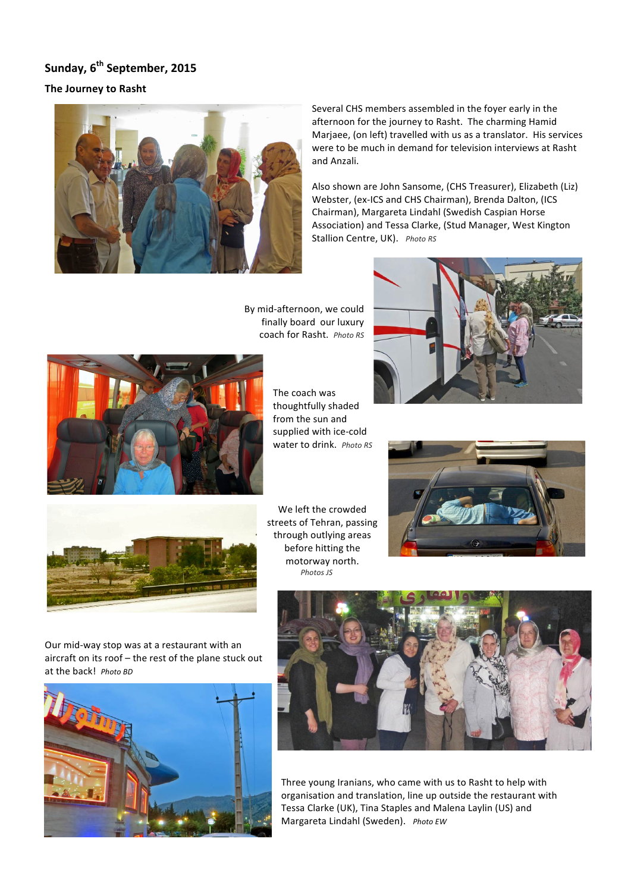## Sunday, 6th September, 2015

### The Journey to Rasht

Several CHS members assembled in the foyer early in the afternoon for the journey to Rasht. The charming Hamid Marjaee, (on left) travelled with us as a translator. His services were to be much in demand for television interviews at Rasht and Anzali.

Also shown are John Sansome, (CHS Treasurer), Elizabeth (Liz) Webster, (ex-ICS and CHS Chairman), Brenda Dalton, (ICS Chairman), Margareta Lindahl (Swedish Caspian Horse Association) and Tessa Clarke, (Stud Manager, West Kington Stallion Centre, UK). *Photo RS*

By mid-afternoon, we could finally board our luxury coach for Rasht. *Photo RS*

The coach was thoughtfully shaded from the sun and supplied with ice-cold water to drink. *Photo RS*

We left the crowded streets of Tehran, passing through outlying areas before hitting the motorway north. *Photos JS*

Our mid-way stop was at a restaurant with an aircraft on its roof – the rest of the plane stuck out at the back! *Photo BD*

Three young Iranians, who came with us to Rasht to help with organisation and translation, line up outside the restaurant with Tessa Clarke (UK), Tina Staples and Malena Laylin (US) and Margareta Lindahl (Sweden). *Photo EW*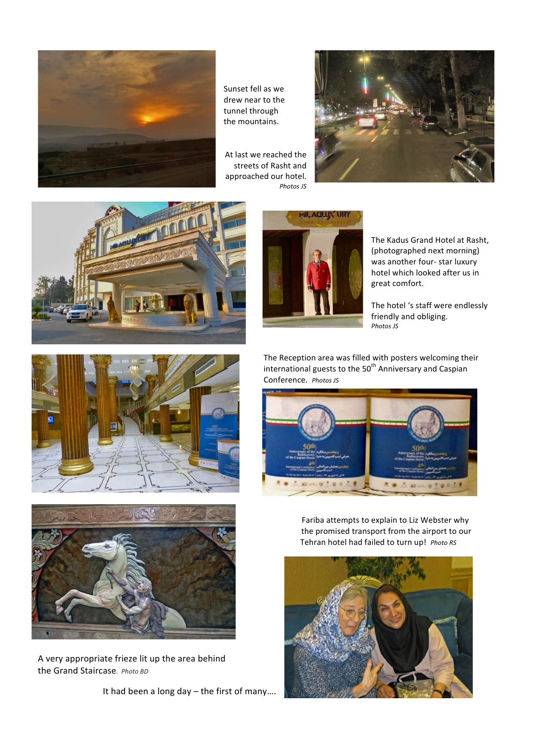Sunset fell as we drew near to the tunnel through the mountains.

At last we reached the streets of Rasht and approached our hotel. *Photos JS*

The Kadus Grand Hotel at Rasht, (photographed next morning) was another four- star luxury hotel which looked after us in great comfort.

The hotel 's staff were endlessly friendly and obliging. *Photos JS*

The Reception area was filled with posters welcoming their international guests to the 50th Anniversary and Caspian Conference. *Photos JS*

Fariba attempts to explain to Liz Webster why the promised transport from the airport to our Tehran hotel had failed to turn up! *Photo RS*

A very appropriate frieze lit up the area behind the Grand Staircase. *Photo BD*

It had been a long day – the first of many….